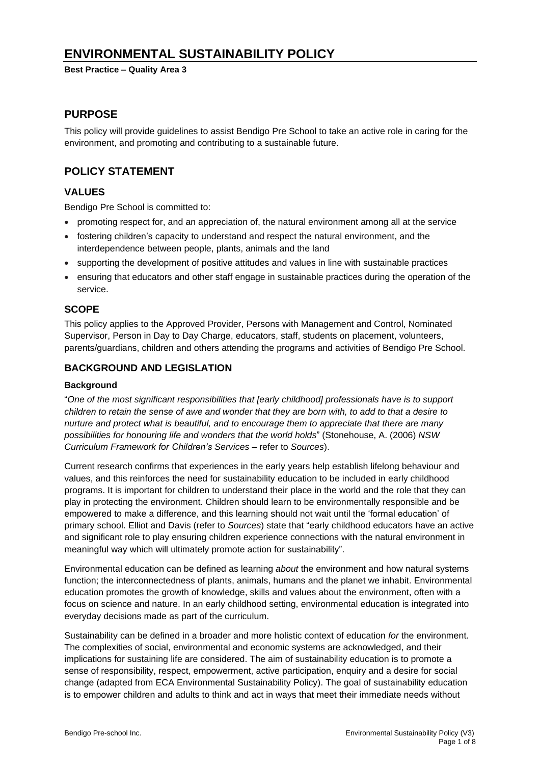# ENVIRONMENTAL SUSTAINABILITY POLICY

**Best Practice – Quality Area 3**

## PURPOSE

This policy will provide guidelines to assist Bendigo Pre School to take an active role in caring for the environment, and promoting and contributing to a sustainable future.

## POLICY STATEMENT

### VALUES

Bendigo Pre School is committed to:

- promoting respect for, and an appreciation of, the natural environment among all at the service
- fostering children's capacity to understand and respect the natural environment, and the interdependence between people, plants, animals and the land
- supporting the development of positive attitudes and values in line with sustainable practices
- ensuring that educators and other staff engage in sustainable practices during the operation of the service.

### SCOPE

This policy applies to the Approved Provider, Persons with Management and Control, Nominated Supervisor, Person in Day to Day Charge, educators, staff, students on placement, volunteers, parents/guardians, children and others attending the programs and activities of Bendigo Pre School.

### BACKGROUND AND LEGISLATION

#### Background

"*One of the most significant responsibilities that [early childhood] professionals have is to support children to retain the sense of awe and wonder that they are born with, to add to that a desire to nurture and protect what is beautiful, and to encourage them to appreciate that there are many possibilities for honouring life and wonders that the world holds*" (Stonehouse, A. (2006) *NSW Curriculum Framework for Children's Services* – refer to *Sources*).

Current research confirms that experiences in the early years help establish lifelong behaviour and values, and this reinforces the need for sustainability education to be included in early childhood programs. It is important for children to understand their place in the world and the role that they can play in protecting the environment. Children should learn to be environmentally responsible and be empowered to make a difference, and this learning should not wait until the 'formal education' of primary school. Elliot and Davis (refer to *Sources*) state that "early childhood educators have an active and significant role to play ensuring children experience connections with the natural environment in meaningful way which will ultimately promote action for sustainability".

Environmental education can be defined as learning *about* the environment and how natural systems function; the interconnectedness of plants, animals, humans and the planet we inhabit. Environmental education promotes the growth of knowledge, skills and values about the environment, often with a focus on science and nature. In an early childhood setting, environmental education is integrated into everyday decisions made as part of the curriculum.

Sustainability can be defined in a broader and more holistic context of education *for* the environment. The complexities of social, environmental and economic systems are acknowledged, and their implications for sustaining life are considered. The aim of sustainability education is to promote a sense of responsibility, respect, empowerment, active participation, enquiry and a desire for social change (adapted from ECA Environmental Sustainability Policy). The goal of sustainability education is to empower children and adults to think and act in ways that meet their immediate needs without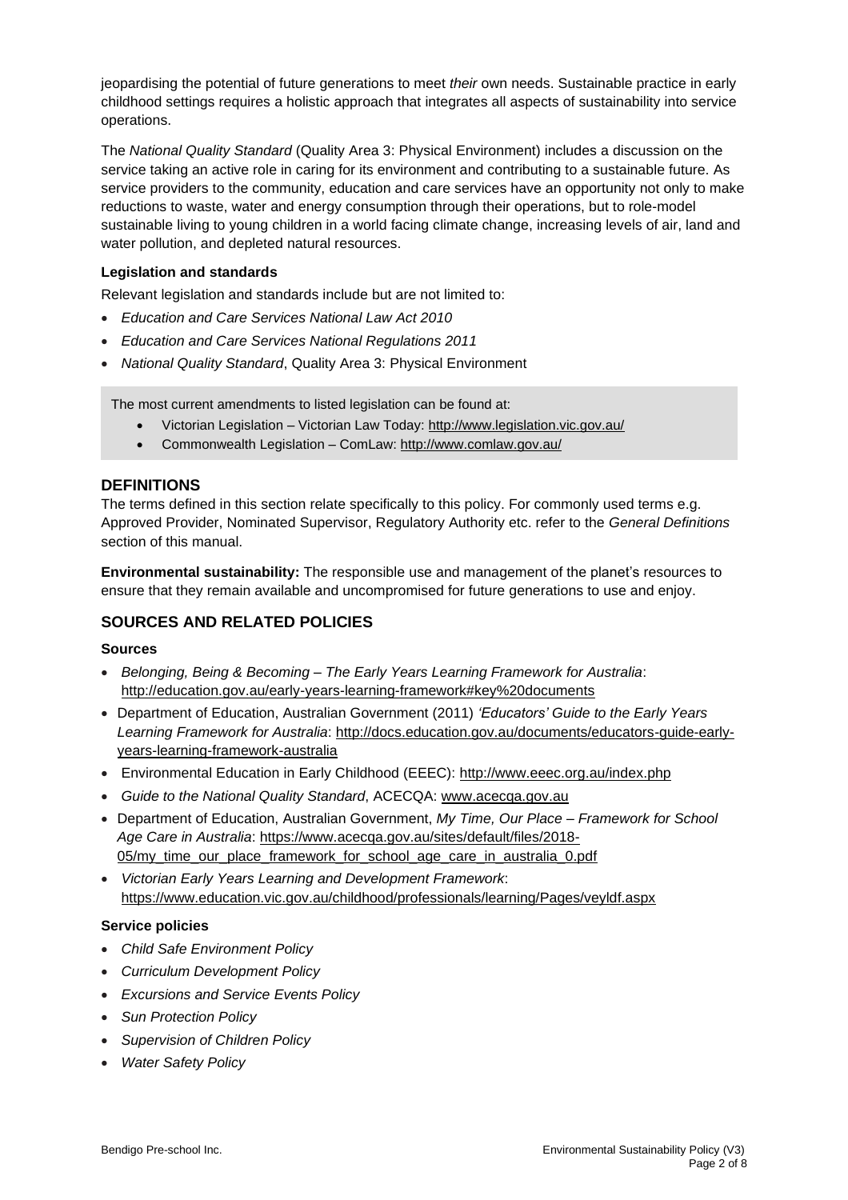jeopardising the potential of future generations to meet *their* own needs. Sustainable practice in early childhood settings requires a holistic approach that integrates all aspects of sustainability into service operations.

The *National Quality Standard* (Quality Area 3: Physical Environment) includes a discussion on the service taking an active role in caring for its environment and contributing to a sustainable future. As service providers to the community, education and care services have an opportunity not only to make reductions to waste, water and energy consumption through their operations, but to role-model sustainable living to young children in a world facing climate change, increasing levels of air, land and water pollution, and depleted natural resources.

**Legislation and standards**

Relevant legislation and standards include but are not limited to:

- *Education and Care Services National Law Act 2010*
- *Education and Care Services National Regulations 2011*
- *National Quality Standard*, Quality Area 3: Physical Environment

The most current amendments to listed legislation can be found at:

- Victorian Legislation – Victorian Law Today: http://www.legislation.vic.gov.au/
- Commonwealth Legislation – ComLaw: http://www.comlaw.gov.au/

## DEFINITIONS

The terms defined in this section relate specifically to this policy. For commonly used terms e.g. Approved Provider, Nominated Supervisor, Regulatory Authority etc. refer to the *General Definitions* section of this manual.

**Environmental sustainability:** The responsible use and management of the planet's resources to ensure that they remain available and uncompromised for future generations to use and enjoy.

## SOURCES AND RELATED POLICIES

**Sources**

- *Belonging, Being & Becoming – The Early Years Learning Framework for Australia*: http://education.gov.au/early-years-learning-framework#key%20documents
- Department of Education, Australian Government (2011) *'Educators' Guide to the Early Years Learning Framework for Australia*: http://docs.education.gov.au/documents/educators-guide-early-years-learning-framework-australia
- Environmental Education in Early Childhood (EEEC): http://www.eeec.org.au/index.php
- *Guide to the National Quality Standard*, ACECQA: www.acecqa.gov.au
- Department of Education, Australian Government, *My Time, Our Place – Framework for School Age Care in Australia*: https://www.acecqa.gov.au/sites/default/files/2018-05/my_time_our_place_framework_for_school_age_care_in_australia_0.pdf
- *Victorian Early Years Learning and Development Framework*: https://www.education.vic.gov.au/childhood/professionals/learning/Pages/veyldf.aspx

**Service policies**

- *Child Safe Environment Policy*
- *Curriculum Development Policy*
- *Excursions and Service Events Policy*
- *Sun Protection Policy*
- *Supervision of Children Policy*
- *Water Safety Policy*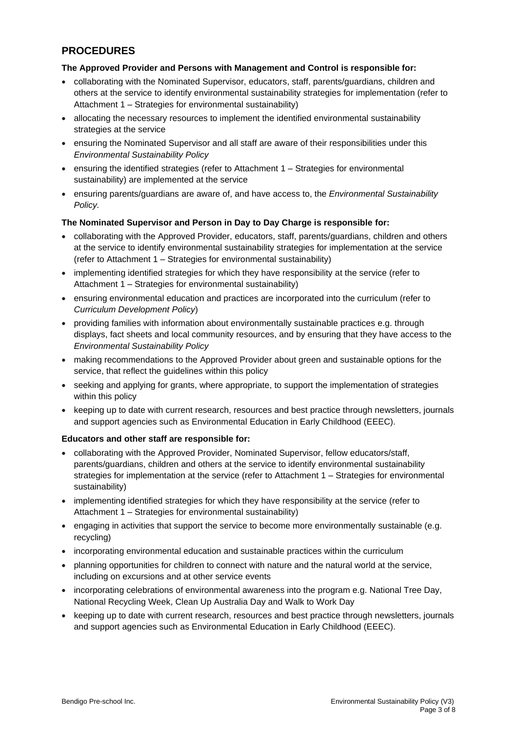## PROCEDURES

**The Approved Provider and Persons with Management and Control is responsible for:**

- collaborating with the Nominated Supervisor, educators, staff, parents/guardians, children and others at the service to identify environmental sustainability strategies for implementation (refer to Attachment 1 – Strategies for environmental sustainability)
- allocating the necessary resources to implement the identified environmental sustainability strategies at the service
- ensuring the Nominated Supervisor and all staff are aware of their responsibilities under this *Environmental Sustainability Policy*
- ensuring the identified strategies (refer to Attachment 1 – Strategies for environmental sustainability) are implemented at the service
- ensuring parents/guardians are aware of, and have access to, the *Environmental Sustainability Policy*.

**The Nominated Supervisor and Person in Day to Day Charge is responsible for:**

- collaborating with the Approved Provider, educators, staff, parents/guardians, children and others at the service to identify environmental sustainability strategies for implementation at the service (refer to Attachment 1 – Strategies for environmental sustainability)
- implementing identified strategies for which they have responsibility at the service (refer to Attachment 1 – Strategies for environmental sustainability)
- ensuring environmental education and practices are incorporated into the curriculum (refer to *Curriculum Development Policy*)
- providing families with information about environmentally sustainable practices e.g. through displays, fact sheets and local community resources, and by ensuring that they have access to the *Environmental Sustainability Policy*
- making recommendations to the Approved Provider about green and sustainable options for the service, that reflect the guidelines within this policy
- seeking and applying for grants, where appropriate, to support the implementation of strategies within this policy
- keeping up to date with current research, resources and best practice through newsletters, journals and support agencies such as Environmental Education in Early Childhood (EEEC).

**Educators and other staff are responsible for:**

- collaborating with the Approved Provider, Nominated Supervisor, fellow educators/staff, parents/guardians, children and others at the service to identify environmental sustainability strategies for implementation at the service (refer to Attachment 1 – Strategies for environmental sustainability)
- implementing identified strategies for which they have responsibility at the service (refer to Attachment 1 – Strategies for environmental sustainability)
- engaging in activities that support the service to become more environmentally sustainable (e.g. recycling)
- incorporating environmental education and sustainable practices within the curriculum
- planning opportunities for children to connect with nature and the natural world at the service, including on excursions and at other service events
- incorporating celebrations of environmental awareness into the program e.g. National Tree Day, National Recycling Week, Clean Up Australia Day and Walk to Work Day
- keeping up to date with current research, resources and best practice through newsletters, journals and support agencies such as Environmental Education in Early Childhood (EEEC).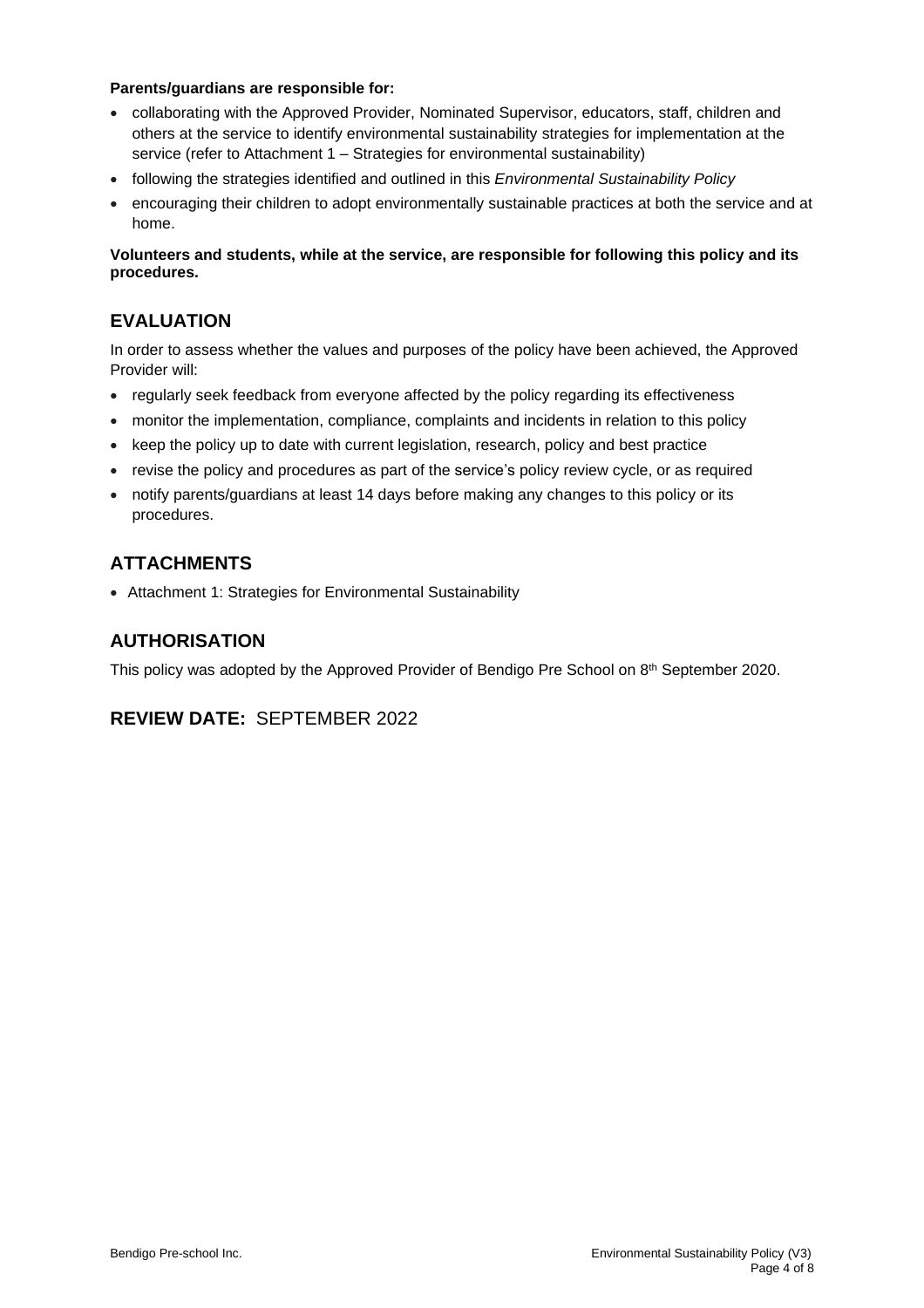**Parents/guardians are responsible for:**

- collaborating with the Approved Provider, Nominated Supervisor, educators, staff, children and others at the service to identify environmental sustainability strategies for implementation at the service (refer to Attachment 1 – Strategies for environmental sustainability)
- following the strategies identified and outlined in this *Environmental Sustainability Policy*
- encouraging their children to adopt environmentally sustainable practices at both the service and at home.

**Volunteers and students, while at the service, are responsible for following this policy and its procedures.**

## EVALUATION

In order to assess whether the values and purposes of the policy have been achieved, the Approved Provider will:

- regularly seek feedback from everyone affected by the policy regarding its effectiveness
- monitor the implementation, compliance, complaints and incidents in relation to this policy
- keep the policy up to date with current legislation, research, policy and best practice
- revise the policy and procedures as part of the service's policy review cycle, or as required
- notify parents/guardians at least 14 days before making any changes to this policy or its procedures.

## ATTACHMENTS

- Attachment 1: Strategies for Environmental Sustainability

## AUTHORISATION

This policy was adopted by the Approved Provider of Bendigo Pre School on 8th September 2020.

## REVIEW DATE: SEPTEMBER 2022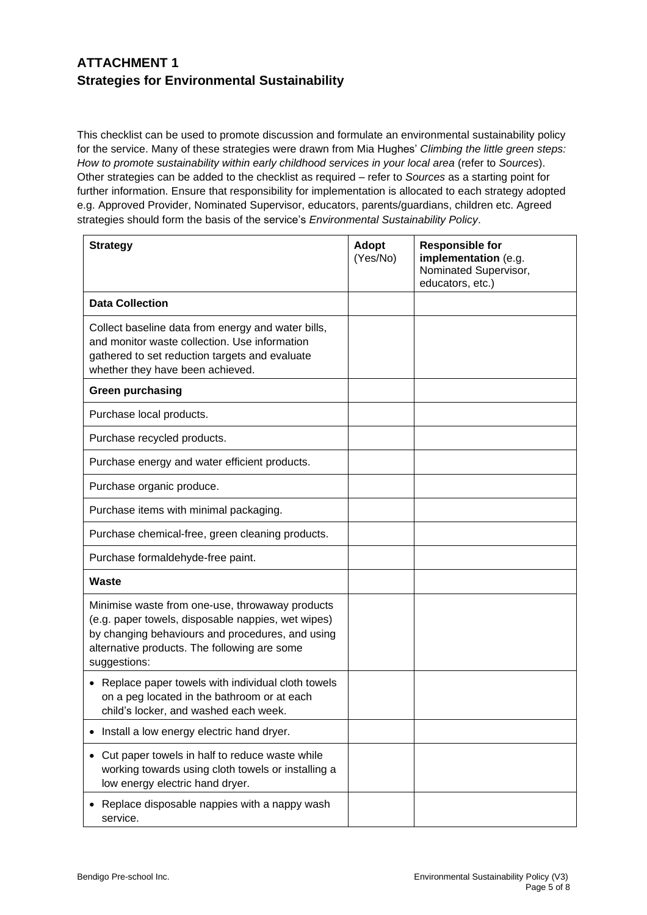## ATTACHMENT 1
## Strategies for Environmental Sustainability

This checklist can be used to promote discussion and formulate an environmental sustainability policy for the service. Many of these strategies were drawn from Mia Hughes' *Climbing the little green steps: How to promote sustainability within early childhood services in your local area* (refer to *Sources*). Other strategies can be added to the checklist as required – refer to *Sources* as a starting point for further information. Ensure that responsibility for implementation is allocated to each strategy adopted e.g. Approved Provider, Nominated Supervisor, educators, parents/guardians, children etc. Agreed strategies should form the basis of the service's *Environmental Sustainability Policy*.

| **Strategy** | **Adopt** (Yes/No) | **Responsible for implementation** (e.g. Nominated Supervisor, educators, etc.) |
|---|---|---|
| **Data Collection** | | |
| Collect baseline data from energy and water bills, and monitor waste collection. Use information gathered to set reduction targets and evaluate whether they have been achieved. | | |
| **Green purchasing** | | |
| Purchase local products. | | |
| Purchase recycled products. | | |
| Purchase energy and water efficient products. | | |
| Purchase organic produce. | | |
| Purchase items with minimal packaging. | | |
| Purchase chemical-free, green cleaning products. | | |
| Purchase formaldehyde-free paint. | | |
| **Waste** | | |
| Minimise waste from one-use, throwaway products (e.g. paper towels, disposable nappies, wet wipes) by changing behaviours and procedures, and using alternative products. The following are some suggestions: | | |
| • Replace paper towels with individual cloth towels on a peg located in the bathroom or at each child's locker, and washed each week. | | |
| • Install a low energy electric hand dryer. | | |
| • Cut paper towels in half to reduce waste while working towards using cloth towels or installing a low energy electric hand dryer. | | |
| • Replace disposable nappies with a nappy wash service. | | |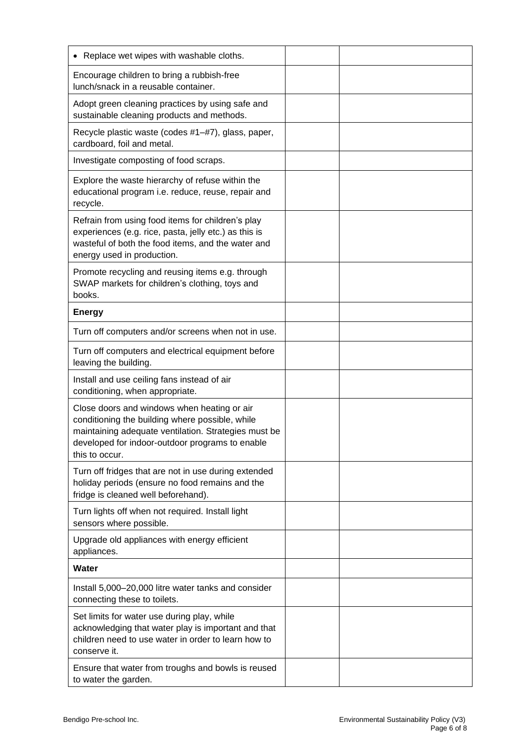| | | |
|---|---|---|
| • Replace wet wipes with washable cloths. | | |
| Encourage children to bring a rubbish-free lunch/snack in a reusable container. | | |
| Adopt green cleaning practices by using safe and sustainable cleaning products and methods. | | |
| Recycle plastic waste (codes #1–#7), glass, paper, cardboard, foil and metal. | | |
| Investigate composting of food scraps. | | |
| Explore the waste hierarchy of refuse within the educational program i.e. reduce, reuse, repair and recycle. | | |
| Refrain from using food items for children's play experiences (e.g. rice, pasta, jelly etc.) as this is wasteful of both the food items, and the water and energy used in production. | | |
| Promote recycling and reusing items e.g. through SWAP markets for children's clothing, toys and books. | | |
| **Energy** | | |
| Turn off computers and/or screens when not in use. | | |
| Turn off computers and electrical equipment before leaving the building. | | |
| Install and use ceiling fans instead of air conditioning, when appropriate. | | |
| Close doors and windows when heating or air conditioning the building where possible, while maintaining adequate ventilation. Strategies must be developed for indoor-outdoor programs to enable this to occur. | | |
| Turn off fridges that are not in use during extended holiday periods (ensure no food remains and the fridge is cleaned well beforehand). | | |
| Turn lights off when not required. Install light sensors where possible. | | |
| Upgrade old appliances with energy efficient appliances. | | |
| **Water** | | |
| Install 5,000–20,000 litre water tanks and consider connecting these to toilets. | | |
| Set limits for water use during play, while acknowledging that water play is important and that children need to use water in order to learn how to conserve it. | | |
| Ensure that water from troughs and bowls is reused to water the garden. | | |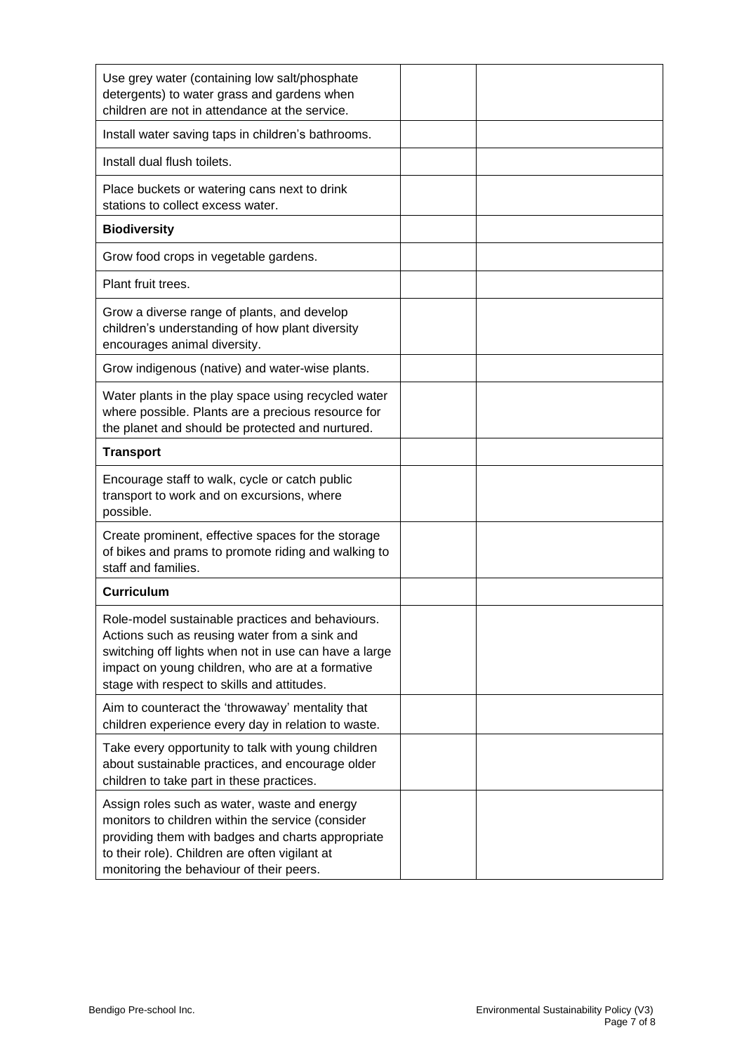| | | |
|---|---|---|
| Use grey water (containing low salt/phosphate detergents) to water grass and gardens when children are not in attendance at the service. | | |
| Install water saving taps in children's bathrooms. | | |
| Install dual flush toilets. | | |
| Place buckets or watering cans next to drink stations to collect excess water. | | |
| **Biodiversity** | | |
| Grow food crops in vegetable gardens. | | |
| Plant fruit trees. | | |
| Grow a diverse range of plants, and develop children's understanding of how plant diversity encourages animal diversity. | | |
| Grow indigenous (native) and water-wise plants. | | |
| Water plants in the play space using recycled water where possible. Plants are a precious resource for the planet and should be protected and nurtured. | | |
| **Transport** | | |
| Encourage staff to walk, cycle or catch public transport to work and on excursions, where possible. | | |
| Create prominent, effective spaces for the storage of bikes and prams to promote riding and walking to staff and families. | | |
| **Curriculum** | | |
| Role-model sustainable practices and behaviours. Actions such as reusing water from a sink and switching off lights when not in use can have a large impact on young children, who are at a formative stage with respect to skills and attitudes. | | |
| Aim to counteract the 'throwaway' mentality that children experience every day in relation to waste. | | |
| Take every opportunity to talk with young children about sustainable practices, and encourage older children to take part in these practices. | | |
| Assign roles such as water, waste and energy monitors to children within the service (consider providing them with badges and charts appropriate to their role). Children are often vigilant at monitoring the behaviour of their peers. | | |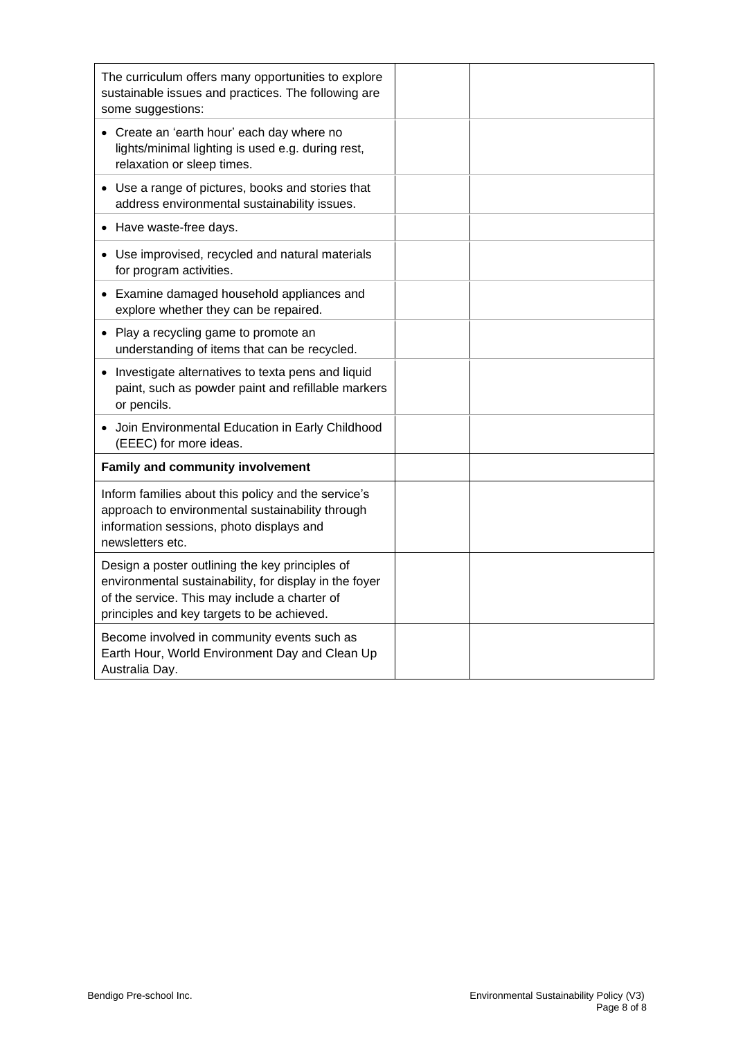| | | |
|---|---|---|
| The curriculum offers many opportunities to explore sustainable issues and practices. The following are some suggestions: | | |
| • Create an 'earth hour' each day where no lights/minimal lighting is used e.g. during rest, relaxation or sleep times. | | |
| • Use a range of pictures, books and stories that address environmental sustainability issues. | | |
| • Have waste-free days. | | |
| • Use improvised, recycled and natural materials for program activities. | | |
| • Examine damaged household appliances and explore whether they can be repaired. | | |
| • Play a recycling game to promote an understanding of items that can be recycled. | | |
| • Investigate alternatives to texta pens and liquid paint, such as powder paint and refillable markers or pencils. | | |
| • Join Environmental Education in Early Childhood (EEEC) for more ideas. | | |
| **Family and community involvement** | | |
| Inform families about this policy and the service's approach to environmental sustainability through information sessions, photo displays and newsletters etc. | | |
| Design a poster outlining the key principles of environmental sustainability, for display in the foyer of the service. This may include a charter of principles and key targets to be achieved. | | |
| Become involved in community events such as Earth Hour, World Environment Day and Clean Up Australia Day. | | |